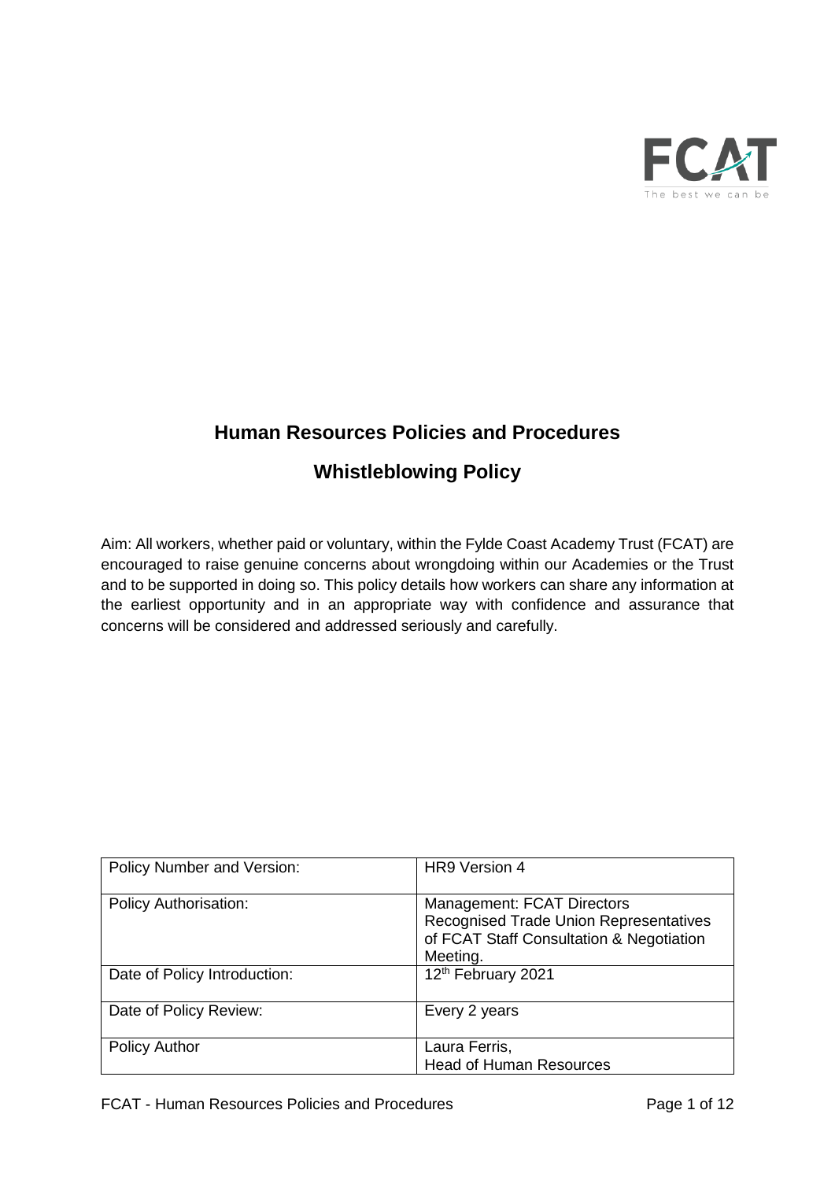# Human Resources Policies and Procedures

## Whistleblowing Policy

Aim: All workers, whether paid or voluntary, within the Fylde Coast Academy Trust (FCAT) are encouraged to raise genuine concerns about wrongdoing within our Academies or the Trust and to be supported in doing so. This policy details how workers can share any information at the earliest opportunity and in an appropriate way with confidence and assurance that concerns will be considered and addressed seriously and carefully.

| | |
|---|---|
| Policy Number and Version: | HR9 Version 4 |
| Policy Authorisation: | Management: FCAT Directors<br>Recognised Trade Union Representatives of FCAT Staff Consultation & Negotiation Meeting. |
| Date of Policy Introduction: | 12th February 2021 |
| Date of Policy Review: | Every 2 years |
| Policy Author | Laura Ferris,<br>Head of Human Resources |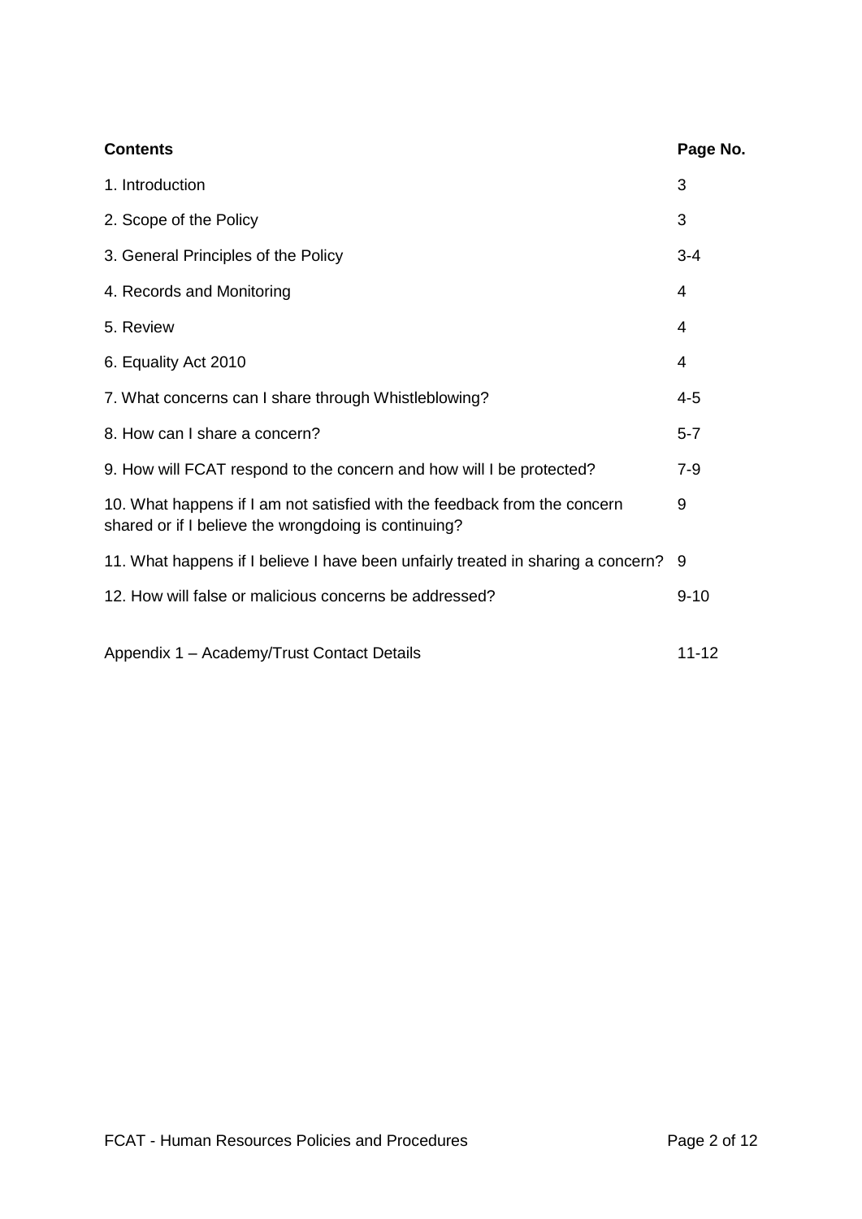| **Contents** | **Page No.** |
|---|---|
| 1. Introduction | 3 |
| 2. Scope of the Policy | 3 |
| 3. General Principles of the Policy | 3-4 |
| 4. Records and Monitoring | 4 |
| 5. Review | 4 |
| 6. Equality Act 2010 | 4 |
| 7. What concerns can I share through Whistleblowing? | 4-5 |
| 8. How can I share a concern? | 5-7 |
| 9. How will FCAT respond to the concern and how will I be protected? | 7-9 |
| 10. What happens if I am not satisfied with the feedback from the concern shared or if I believe the wrongdoing is continuing? | 9 |
| 11. What happens if I believe I have been unfairly treated in sharing a concern? | 9 |
| 12. How will false or malicious concerns be addressed? | 9-10 |
| Appendix 1 – Academy/Trust Contact Details | 11-12 |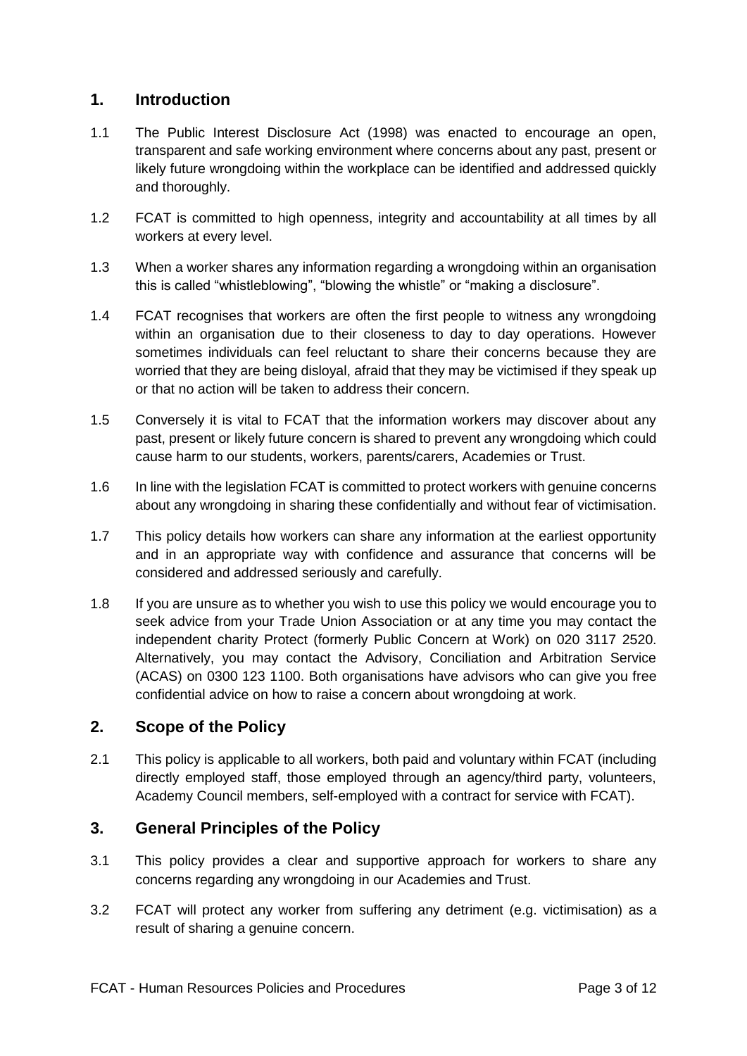## 1. Introduction

1.1 The Public Interest Disclosure Act (1998) was enacted to encourage an open, transparent and safe working environment where concerns about any past, present or likely future wrongdoing within the workplace can be identified and addressed quickly and thoroughly.

1.2 FCAT is committed to high openness, integrity and accountability at all times by all workers at every level.

1.3 When a worker shares any information regarding a wrongdoing within an organisation this is called "whistleblowing", "blowing the whistle" or "making a disclosure".

1.4 FCAT recognises that workers are often the first people to witness any wrongdoing within an organisation due to their closeness to day to day operations. However sometimes individuals can feel reluctant to share their concerns because they are worried that they are being disloyal, afraid that they may be victimised if they speak up or that no action will be taken to address their concern.

1.5 Conversely it is vital to FCAT that the information workers may discover about any past, present or likely future concern is shared to prevent any wrongdoing which could cause harm to our students, workers, parents/carers, Academies or Trust.

1.6 In line with the legislation FCAT is committed to protect workers with genuine concerns about any wrongdoing in sharing these confidentially and without fear of victimisation.

1.7 This policy details how workers can share any information at the earliest opportunity and in an appropriate way with confidence and assurance that concerns will be considered and addressed seriously and carefully.

1.8 If you are unsure as to whether you wish to use this policy we would encourage you to seek advice from your Trade Union Association or at any time you may contact the independent charity Protect (formerly Public Concern at Work) on 020 3117 2520. Alternatively, you may contact the Advisory, Conciliation and Arbitration Service (ACAS) on 0300 123 1100. Both organisations have advisors who can give you free confidential advice on how to raise a concern about wrongdoing at work.

## 2. Scope of the Policy

2.1 This policy is applicable to all workers, both paid and voluntary within FCAT (including directly employed staff, those employed through an agency/third party, volunteers, Academy Council members, self-employed with a contract for service with FCAT).

## 3. General Principles of the Policy

3.1 This policy provides a clear and supportive approach for workers to share any concerns regarding any wrongdoing in our Academies and Trust.

3.2 FCAT will protect any worker from suffering any detriment (e.g. victimisation) as a result of sharing a genuine concern.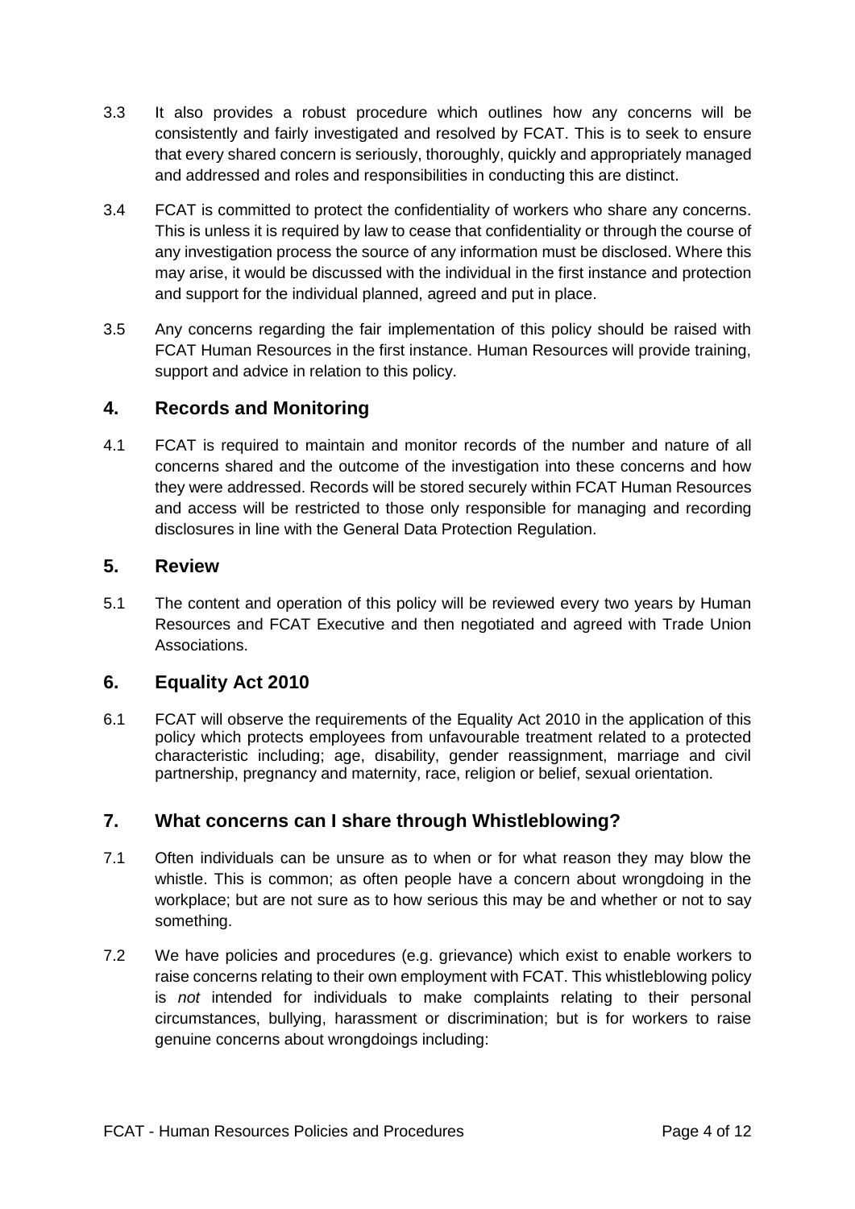3.3 It also provides a robust procedure which outlines how any concerns will be consistently and fairly investigated and resolved by FCAT. This is to seek to ensure that every shared concern is seriously, thoroughly, quickly and appropriately managed and addressed and roles and responsibilities in conducting this are distinct.

3.4 FCAT is committed to protect the confidentiality of workers who share any concerns. This is unless it is required by law to cease that confidentiality or through the course of any investigation process the source of any information must be disclosed. Where this may arise, it would be discussed with the individual in the first instance and protection and support for the individual planned, agreed and put in place.

3.5 Any concerns regarding the fair implementation of this policy should be raised with FCAT Human Resources in the first instance. Human Resources will provide training, support and advice in relation to this policy.

## 4. Records and Monitoring

4.1 FCAT is required to maintain and monitor records of the number and nature of all concerns shared and the outcome of the investigation into these concerns and how they were addressed. Records will be stored securely within FCAT Human Resources and access will be restricted to those only responsible for managing and recording disclosures in line with the General Data Protection Regulation.

## 5. Review

5.1 The content and operation of this policy will be reviewed every two years by Human Resources and FCAT Executive and then negotiated and agreed with Trade Union Associations.

## 6. Equality Act 2010

6.1 FCAT will observe the requirements of the Equality Act 2010 in the application of this policy which protects employees from unfavourable treatment related to a protected characteristic including; age, disability, gender reassignment, marriage and civil partnership, pregnancy and maternity, race, religion or belief, sexual orientation.

## 7. What concerns can I share through Whistleblowing?

7.1 Often individuals can be unsure as to when or for what reason they may blow the whistle. This is common; as often people have a concern about wrongdoing in the workplace; but are not sure as to how serious this may be and whether or not to say something.

7.2 We have policies and procedures (e.g. grievance) which exist to enable workers to raise concerns relating to their own employment with FCAT. This whistleblowing policy is *not* intended for individuals to make complaints relating to their personal circumstances, bullying, harassment or discrimination; but is for workers to raise genuine concerns about wrongdoings including: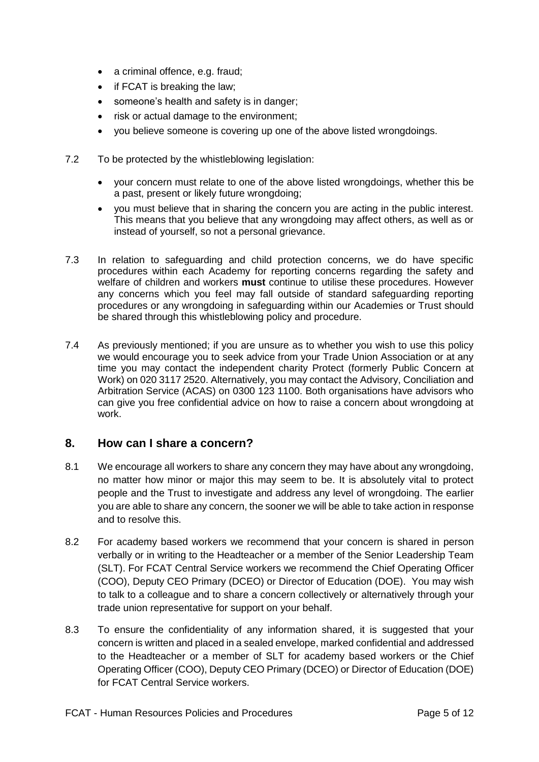- a criminal offence, e.g. fraud;
- if FCAT is breaking the law;
- someone's health and safety is in danger;
- risk or actual damage to the environment;
- you believe someone is covering up one of the above listed wrongdoings.

7.2 To be protected by the whistleblowing legislation:

- your concern must relate to one of the above listed wrongdoings, whether this be a past, present or likely future wrongdoing;
- you must believe that in sharing the concern you are acting in the public interest. This means that you believe that any wrongdoing may affect others, as well as or instead of yourself, so not a personal grievance.

7.3 In relation to safeguarding and child protection concerns, we do have specific procedures within each Academy for reporting concerns regarding the safety and welfare of children and workers **must** continue to utilise these procedures. However any concerns which you feel may fall outside of standard safeguarding reporting procedures or any wrongdoing in safeguarding within our Academies or Trust should be shared through this whistleblowing policy and procedure.

7.4 As previously mentioned; if you are unsure as to whether you wish to use this policy we would encourage you to seek advice from your Trade Union Association or at any time you may contact the independent charity Protect (formerly Public Concern at Work) on 020 3117 2520. Alternatively, you may contact the Advisory, Conciliation and Arbitration Service (ACAS) on 0300 123 1100. Both organisations have advisors who can give you free confidential advice on how to raise a concern about wrongdoing at work.

## 8. How can I share a concern?

8.1 We encourage all workers to share any concern they may have about any wrongdoing, no matter how minor or major this may seem to be. It is absolutely vital to protect people and the Trust to investigate and address any level of wrongdoing. The earlier you are able to share any concern, the sooner we will be able to take action in response and to resolve this.

8.2 For academy based workers we recommend that your concern is shared in person verbally or in writing to the Headteacher or a member of the Senior Leadership Team (SLT). For FCAT Central Service workers we recommend the Chief Operating Officer (COO), Deputy CEO Primary (DCEO) or Director of Education (DOE). You may wish to talk to a colleague and to share a concern collectively or alternatively through your trade union representative for support on your behalf.

8.3 To ensure the confidentiality of any information shared, it is suggested that your concern is written and placed in a sealed envelope, marked confidential and addressed to the Headteacher or a member of SLT for academy based workers or the Chief Operating Officer (COO), Deputy CEO Primary (DCEO) or Director of Education (DOE) for FCAT Central Service workers.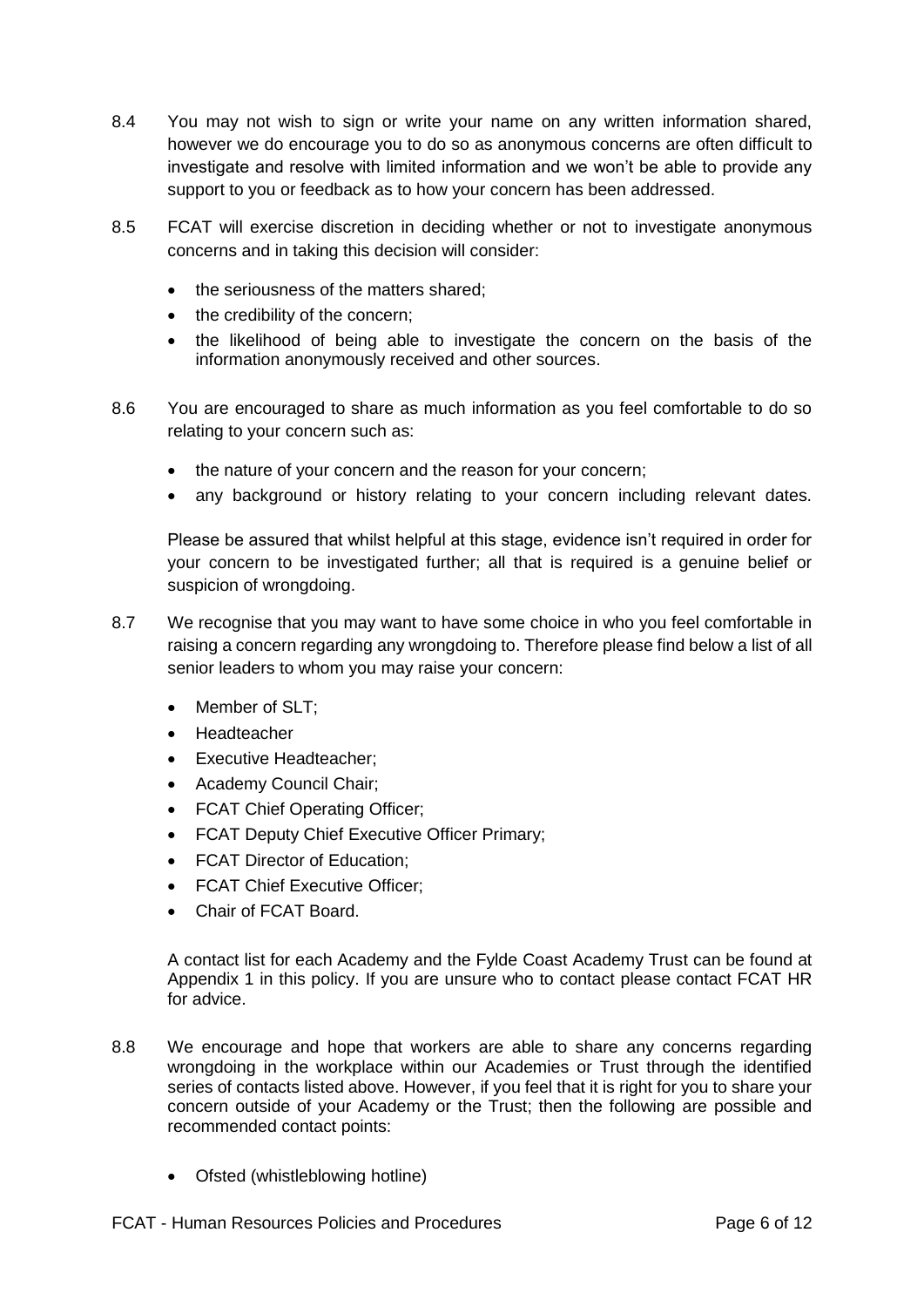8.4 You may not wish to sign or write your name on any written information shared, however we do encourage you to do so as anonymous concerns are often difficult to investigate and resolve with limited information and we won't be able to provide any support to you or feedback as to how your concern has been addressed.

8.5 FCAT will exercise discretion in deciding whether or not to investigate anonymous concerns and in taking this decision will consider:

- the seriousness of the matters shared;
- the credibility of the concern;
- the likelihood of being able to investigate the concern on the basis of the information anonymously received and other sources.

8.6 You are encouraged to share as much information as you feel comfortable to do so relating to your concern such as:

- the nature of your concern and the reason for your concern;
- any background or history relating to your concern including relevant dates.

Please be assured that whilst helpful at this stage, evidence isn't required in order for your concern to be investigated further; all that is required is a genuine belief or suspicion of wrongdoing.

8.7 We recognise that you may want to have some choice in who you feel comfortable in raising a concern regarding any wrongdoing to. Therefore please find below a list of all senior leaders to whom you may raise your concern:

- Member of SLT;
- Headteacher
- Executive Headteacher;
- Academy Council Chair;
- FCAT Chief Operating Officer;
- FCAT Deputy Chief Executive Officer Primary;
- FCAT Director of Education;
- FCAT Chief Executive Officer;
- Chair of FCAT Board.

A contact list for each Academy and the Fylde Coast Academy Trust can be found at Appendix 1 in this policy. If you are unsure who to contact please contact FCAT HR for advice.

8.8 We encourage and hope that workers are able to share any concerns regarding wrongdoing in the workplace within our Academies or Trust through the identified series of contacts listed above. However, if you feel that it is right for you to share your concern outside of your Academy or the Trust; then the following are possible and recommended contact points:

- Ofsted (whistleblowing hotline)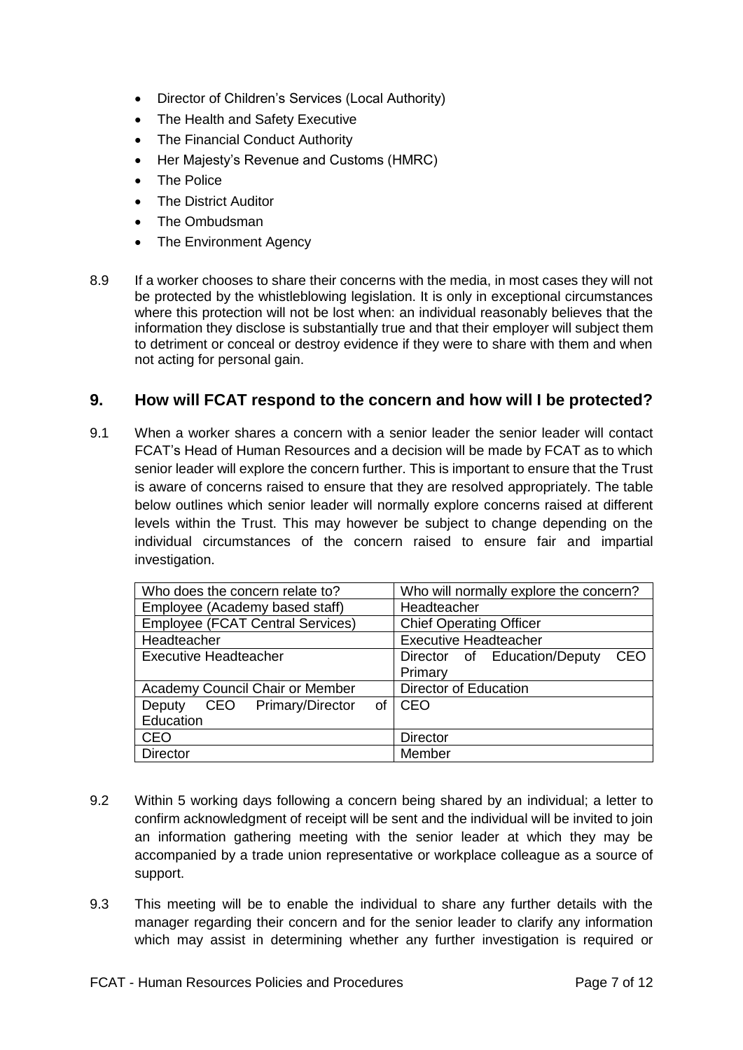- Director of Children's Services (Local Authority)
- The Health and Safety Executive
- The Financial Conduct Authority
- Her Majesty's Revenue and Customs (HMRC)
- The Police
- The District Auditor
- The Ombudsman
- The Environment Agency

8.9 If a worker chooses to share their concerns with the media, in most cases they will not be protected by the whistleblowing legislation. It is only in exceptional circumstances where this protection will not be lost when: an individual reasonably believes that the information they disclose is substantially true and that their employer will subject them to detriment or conceal or destroy evidence if they were to share with them and when not acting for personal gain.

## 9. How will FCAT respond to the concern and how will I be protected?

9.1 When a worker shares a concern with a senior leader the senior leader will contact FCAT's Head of Human Resources and a decision will be made by FCAT as to which senior leader will explore the concern further. This is important to ensure that the Trust is aware of concerns raised to ensure that they are resolved appropriately. The table below outlines which senior leader will normally explore concerns raised at different levels within the Trust. This may however be subject to change depending on the individual circumstances of the concern raised to ensure fair and impartial investigation.

| Who does the concern relate to? | Who will normally explore the concern? |
|---|---|
| Employee (Academy based staff) | Headteacher |
| Employee (FCAT Central Services) | Chief Operating Officer |
| Headteacher | Executive Headteacher |
| Executive Headteacher | Director of Education/Deputy CEO Primary |
| Academy Council Chair or Member | Director of Education |
| Deputy CEO Primary/Director of Education | CEO |
| CEO | Director |
| Director | Member |

9.2 Within 5 working days following a concern being shared by an individual; a letter to confirm acknowledgment of receipt will be sent and the individual will be invited to join an information gathering meeting with the senior leader at which they may be accompanied by a trade union representative or workplace colleague as a source of support.

9.3 This meeting will be to enable the individual to share any further details with the manager regarding their concern and for the senior leader to clarify any information which may assist in determining whether any further investigation is required or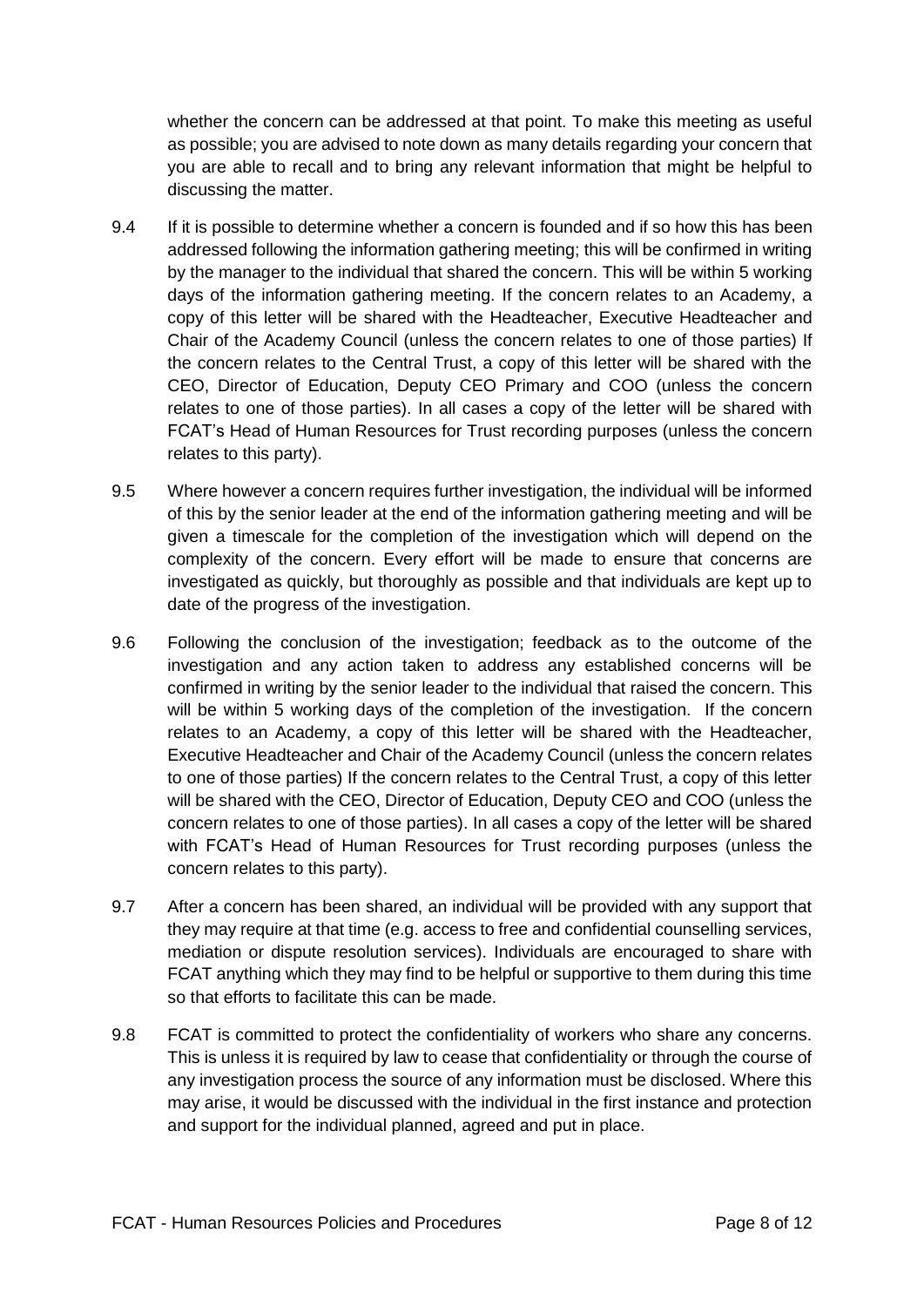whether the concern can be addressed at that point. To make this meeting as useful as possible; you are advised to note down as many details regarding your concern that you are able to recall and to bring any relevant information that might be helpful to discussing the matter.

9.4 If it is possible to determine whether a concern is founded and if so how this has been addressed following the information gathering meeting; this will be confirmed in writing by the manager to the individual that shared the concern. This will be within 5 working days of the information gathering meeting. If the concern relates to an Academy, a copy of this letter will be shared with the Headteacher, Executive Headteacher and Chair of the Academy Council (unless the concern relates to one of those parties) If the concern relates to the Central Trust, a copy of this letter will be shared with the CEO, Director of Education, Deputy CEO Primary and COO (unless the concern relates to one of those parties). In all cases a copy of the letter will be shared with FCAT's Head of Human Resources for Trust recording purposes (unless the concern relates to this party).

9.5 Where however a concern requires further investigation, the individual will be informed of this by the senior leader at the end of the information gathering meeting and will be given a timescale for the completion of the investigation which will depend on the complexity of the concern. Every effort will be made to ensure that concerns are investigated as quickly, but thoroughly as possible and that individuals are kept up to date of the progress of the investigation.

9.6 Following the conclusion of the investigation; feedback as to the outcome of the investigation and any action taken to address any established concerns will be confirmed in writing by the senior leader to the individual that raised the concern. This will be within 5 working days of the completion of the investigation. If the concern relates to an Academy, a copy of this letter will be shared with the Headteacher, Executive Headteacher and Chair of the Academy Council (unless the concern relates to one of those parties) If the concern relates to the Central Trust, a copy of this letter will be shared with the CEO, Director of Education, Deputy CEO and COO (unless the concern relates to one of those parties). In all cases a copy of the letter will be shared with FCAT's Head of Human Resources for Trust recording purposes (unless the concern relates to this party).

9.7 After a concern has been shared, an individual will be provided with any support that they may require at that time (e.g. access to free and confidential counselling services, mediation or dispute resolution services). Individuals are encouraged to share with FCAT anything which they may find to be helpful or supportive to them during this time so that efforts to facilitate this can be made.

9.8 FCAT is committed to protect the confidentiality of workers who share any concerns. This is unless it is required by law to cease that confidentiality or through the course of any investigation process the source of any information must be disclosed. Where this may arise, it would be discussed with the individual in the first instance and protection and support for the individual planned, agreed and put in place.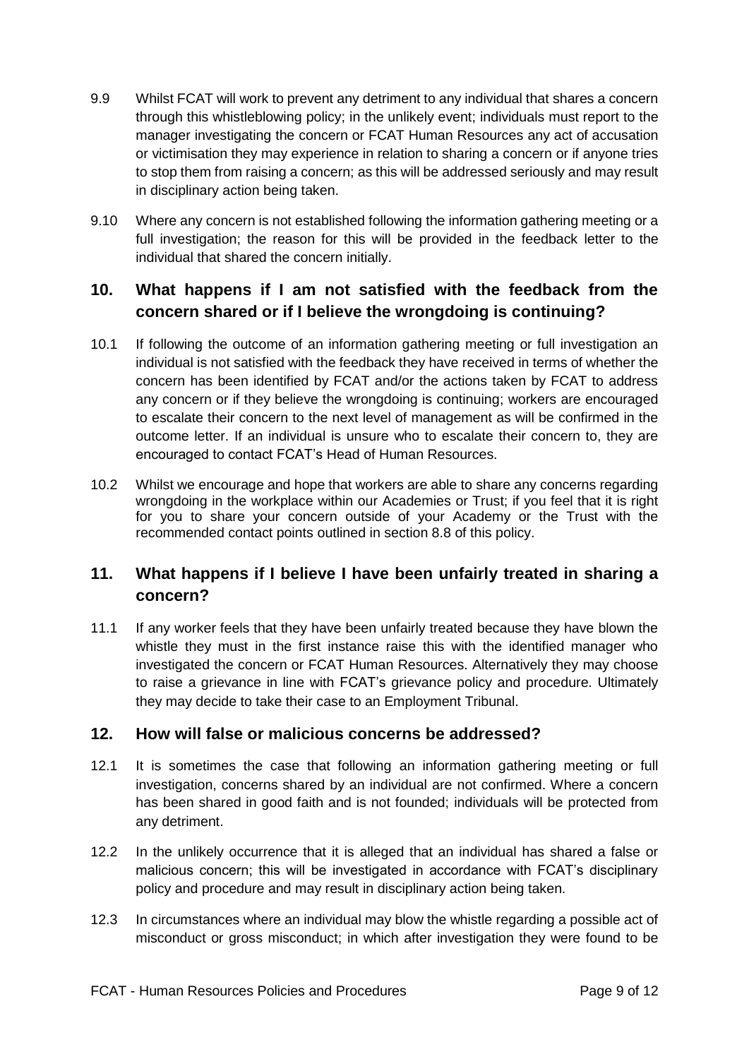9.9 Whilst FCAT will work to prevent any detriment to any individual that shares a concern through this whistleblowing policy; in the unlikely event; individuals must report to the manager investigating the concern or FCAT Human Resources any act of accusation or victimisation they may experience in relation to sharing a concern or if anyone tries to stop them from raising a concern; as this will be addressed seriously and may result in disciplinary action being taken.

9.10 Where any concern is not established following the information gathering meeting or a full investigation; the reason for this will be provided in the feedback letter to the individual that shared the concern initially.

## 10. What happens if I am not satisfied with the feedback from the concern shared or if I believe the wrongdoing is continuing?

10.1 If following the outcome of an information gathering meeting or full investigation an individual is not satisfied with the feedback they have received in terms of whether the concern has been identified by FCAT and/or the actions taken by FCAT to address any concern or if they believe the wrongdoing is continuing; workers are encouraged to escalate their concern to the next level of management as will be confirmed in the outcome letter. If an individual is unsure who to escalate their concern to, they are encouraged to contact FCAT's Head of Human Resources.

10.2 Whilst we encourage and hope that workers are able to share any concerns regarding wrongdoing in the workplace within our Academies or Trust; if you feel that it is right for you to share your concern outside of your Academy or the Trust with the recommended contact points outlined in section 8.8 of this policy.

## 11. What happens if I believe I have been unfairly treated in sharing a concern?

11.1 If any worker feels that they have been unfairly treated because they have blown the whistle they must in the first instance raise this with the identified manager who investigated the concern or FCAT Human Resources. Alternatively they may choose to raise a grievance in line with FCAT's grievance policy and procedure. Ultimately they may decide to take their case to an Employment Tribunal.

## 12. How will false or malicious concerns be addressed?

12.1 It is sometimes the case that following an information gathering meeting or full investigation, concerns shared by an individual are not confirmed. Where a concern has been shared in good faith and is not founded; individuals will be protected from any detriment.

12.2 In the unlikely occurrence that it is alleged that an individual has shared a false or malicious concern; this will be investigated in accordance with FCAT's disciplinary policy and procedure and may result in disciplinary action being taken.

12.3 In circumstances where an individual may blow the whistle regarding a possible act of misconduct or gross misconduct; in which after investigation they were found to be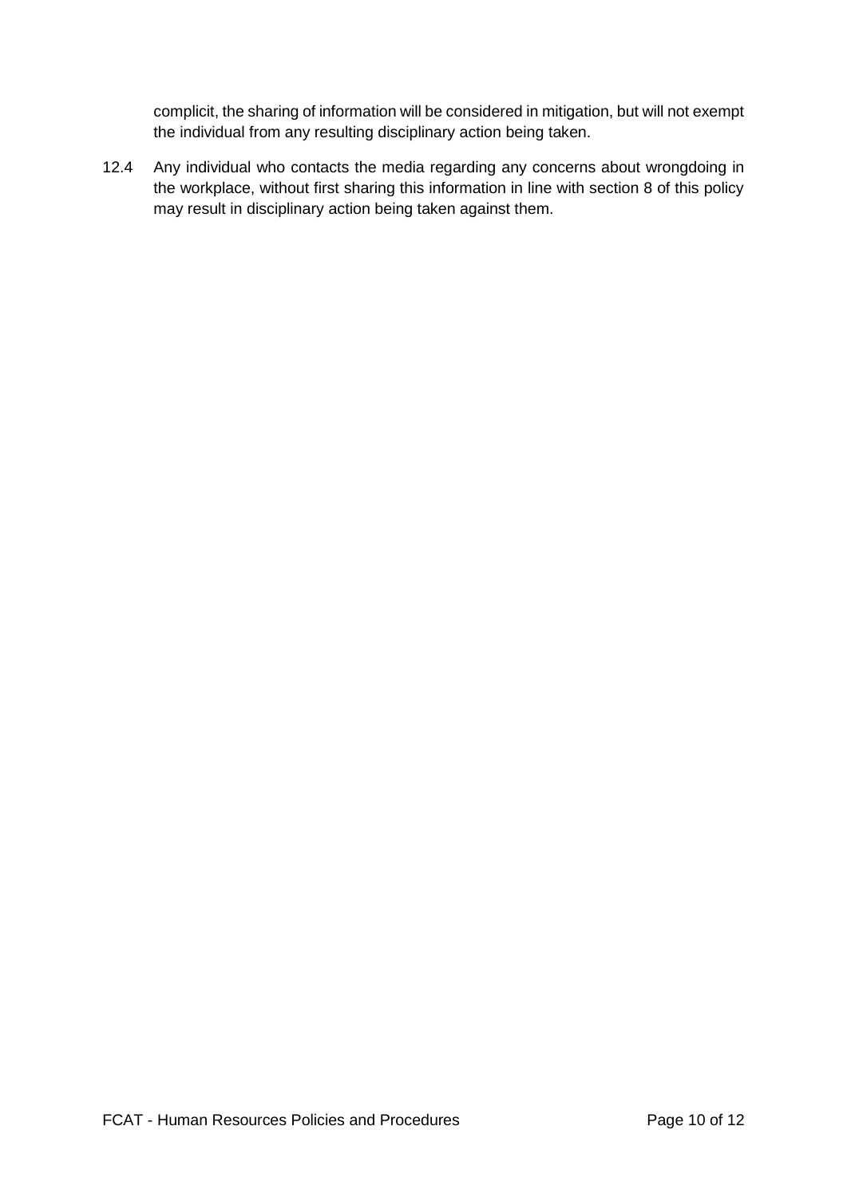complicit, the sharing of information will be considered in mitigation, but will not exempt the individual from any resulting disciplinary action being taken.

12.4 Any individual who contacts the media regarding any concerns about wrongdoing in the workplace, without first sharing this information in line with section 8 of this policy may result in disciplinary action being taken against them.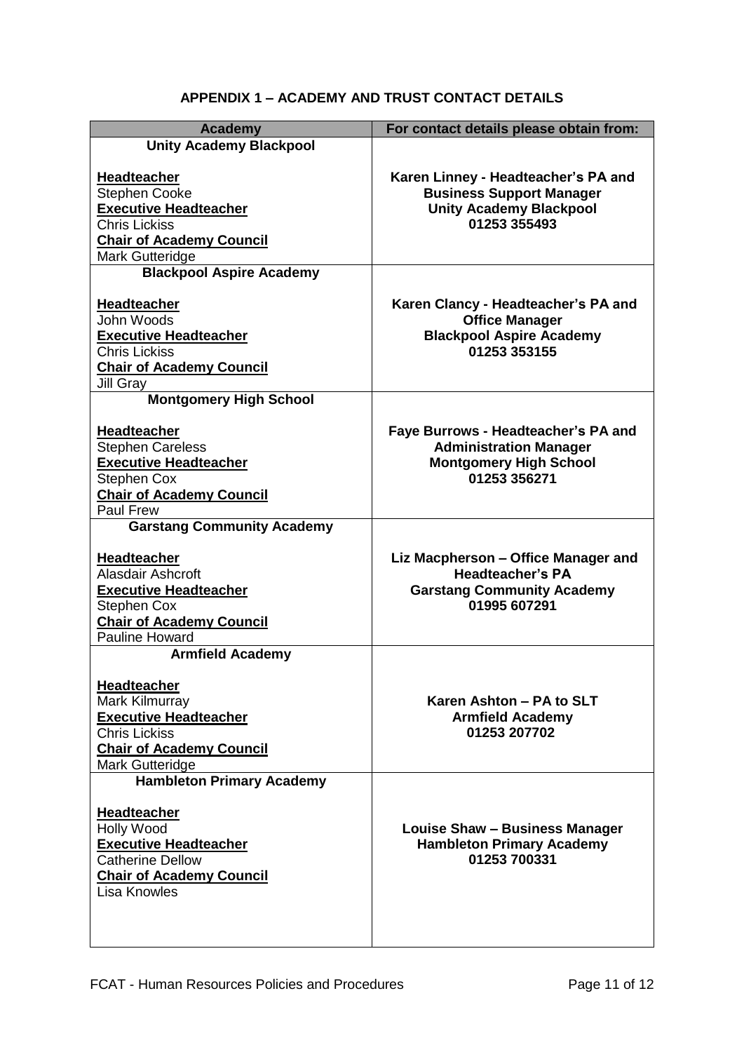## APPENDIX 1 – ACADEMY AND TRUST CONTACT DETAILS

| Academy | For contact details please obtain from: |
|---|---|
| **Unity Academy Blackpool**<br><br>**Headteacher**<br>Stephen Cooke<br>**Executive Headteacher**<br>Chris Lickiss<br>**Chair of Academy Council**<br>Mark Gutteridge | **Karen Linney - Headteacher's PA and Business Support Manager**<br>**Unity Academy Blackpool**<br>**01253 355493** |
| **Blackpool Aspire Academy**<br><br>**Headteacher**<br>John Woods<br>**Executive Headteacher**<br>Chris Lickiss<br>**Chair of Academy Council**<br>Jill Gray | **Karen Clancy - Headteacher's PA and Office Manager**<br>**Blackpool Aspire Academy**<br>**01253 353155** |
| **Montgomery High School**<br><br>**Headteacher**<br>Stephen Careless<br>**Executive Headteacher**<br>Stephen Cox<br>**Chair of Academy Council**<br>Paul Frew | **Faye Burrows - Headteacher's PA and Administration Manager**<br>**Montgomery High School**<br>**01253 356271** |
| **Garstang Community Academy**<br><br>**Headteacher**<br>Alasdair Ashcroft<br>**Executive Headteacher**<br>Stephen Cox<br>**Chair of Academy Council**<br>Pauline Howard | **Liz Macpherson – Office Manager and Headteacher's PA**<br>**Garstang Community Academy**<br>**01995 607291** |
| **Armfield Academy**<br><br>**Headteacher**<br>Mark Kilmurray<br>**Executive Headteacher**<br>Chris Lickiss<br>**Chair of Academy Council**<br>Mark Gutteridge | **Karen Ashton – PA to SLT**<br>**Armfield Academy**<br>**01253 207702** |
| **Hambleton Primary Academy**<br><br>**Headteacher**<br>Holly Wood<br>**Executive Headteacher**<br>Catherine Dellow<br>**Chair of Academy Council**<br>Lisa Knowles | **Louise Shaw – Business Manager**<br>**Hambleton Primary Academy**<br>**01253 700331** |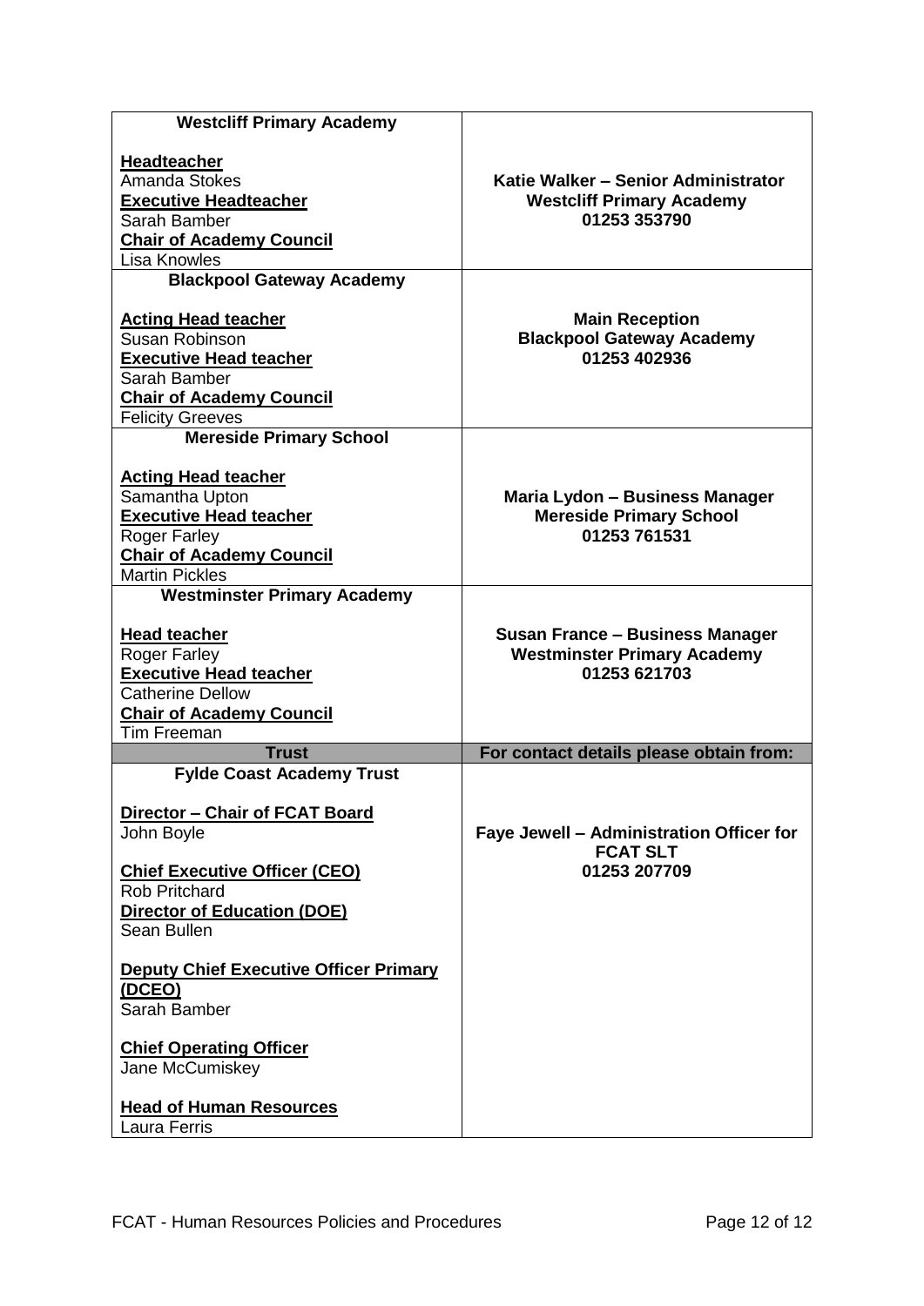| | |
|---|---|
| **Westcliff Primary Academy**<br><br>**Headteacher**<br>Amanda Stokes<br>**Executive Headteacher**<br>Sarah Bamber<br>**Chair of Academy Council**<br>Lisa Knowles | **Katie Walker – Senior Administrator**<br>**Westcliff Primary Academy**<br>**01253 353790** |
| **Blackpool Gateway Academy**<br><br>**Acting Head teacher**<br>Susan Robinson<br>**Executive Head teacher**<br>Sarah Bamber<br>**Chair of Academy Council**<br>Felicity Greeves | **Main Reception**<br>**Blackpool Gateway Academy**<br>**01253 402936** |
| **Mereside Primary School**<br><br>**Acting Head teacher**<br>Samantha Upton<br>**Executive Head teacher**<br>Roger Farley<br>**Chair of Academy Council**<br>Martin Pickles | **Maria Lydon – Business Manager**<br>**Mereside Primary School**<br>**01253 761531** |
| **Westminster Primary Academy**<br><br>**Head teacher**<br>Roger Farley<br>**Executive Head teacher**<br>Catherine Dellow<br>**Chair of Academy Council**<br>Tim Freeman | **Susan France – Business Manager**<br>**Westminster Primary Academy**<br>**01253 621703** |
| **Trust** | **For contact details please obtain from:** |
| **Fylde Coast Academy Trust**<br><br>**Director – Chair of FCAT Board**<br>John Boyle<br><br>**Chief Executive Officer (CEO)**<br>Rob Pritchard<br>**Director of Education (DOE)**<br>Sean Bullen<br><br>**Deputy Chief Executive Officer Primary (DCEO)**<br>Sarah Bamber<br><br>**Chief Operating Officer**<br>Jane McCumiskey<br><br>**Head of Human Resources**<br>Laura Ferris | **Faye Jewell – Administration Officer for FCAT SLT**<br>**01253 207709** |